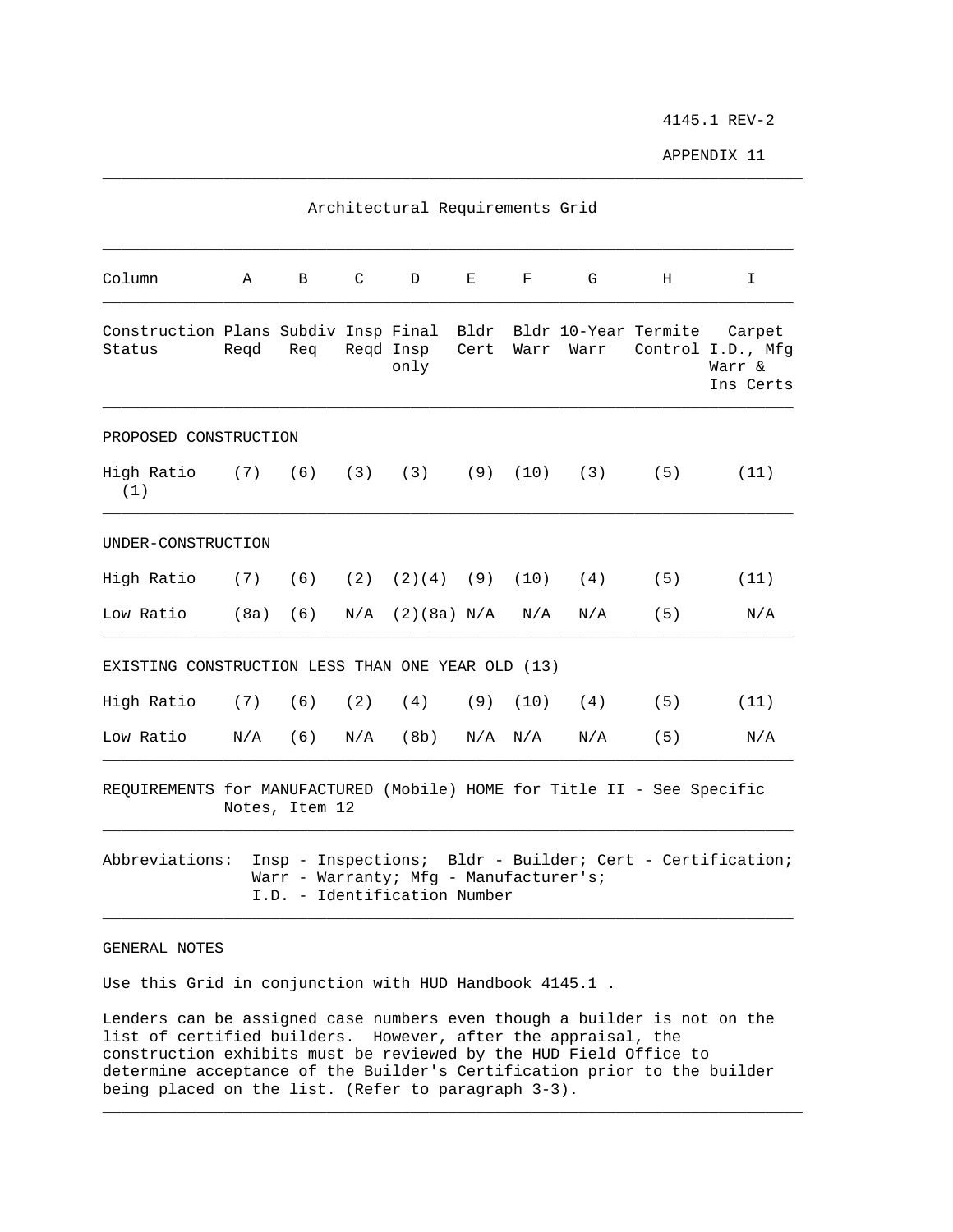4145.1 REV-2

APPENDIX 11

## Architectural Requirements Grid

| Column | A | B | C | D | E | F | G | H | I |
|---|---|---|---|---|---|---|---|---|---|
| Construction Status | Plans Reqd | Subdiv Req | Insp Reqd | Final Insp only | Bldr Cert | Bldr Warr | 10-Year Warr | Termite Control | Carpet I.D., Mfg Warr & Ins Certs |
| **PROPOSED CONSTRUCTION** | | | | | | | | | |
| High Ratio (1) | (7) | (6) | (3) | (3) | (9) | (10) | (3) | (5) | (11) |
| **UNDER-CONSTRUCTION** | | | | | | | | | |
| High Ratio | (7) | (6) | (2) | (2)(4) | (9) | (10) | (4) | (5) | (11) |
| Low Ratio | (8a) | (6) | N/A | (2)(8a) | N/A | N/A | N/A | (5) | N/A |
| **EXISTING CONSTRUCTION LESS THAN ONE YEAR OLD (13)** | | | | | | | | | |
| High Ratio | (7) | (6) | (2) | (4) | (9) | (10) | (4) | (5) | (11) |
| Low Ratio | N/A | (6) | N/A | (8b) | N/A | N/A | N/A | (5) | N/A |

REQUIREMENTS for MANUFACTURED (Mobile) HOME for Title II - See Specific Notes, Item 12

Abbreviations: Insp - Inspections; Bldr - Builder; Cert - Certification; Warr - Warranty; Mfg - Manufacturer's; I.D. - Identification Number

## GENERAL NOTES

Use this Grid in conjunction with HUD Handbook 4145.1 .

Lenders can be assigned case numbers even though a builder is not on the list of certified builders. However, after the appraisal, the construction exhibits must be reviewed by the HUD Field Office to determine acceptance of the Builder's Certification prior to the builder being placed on the list. (Refer to paragraph 3-3).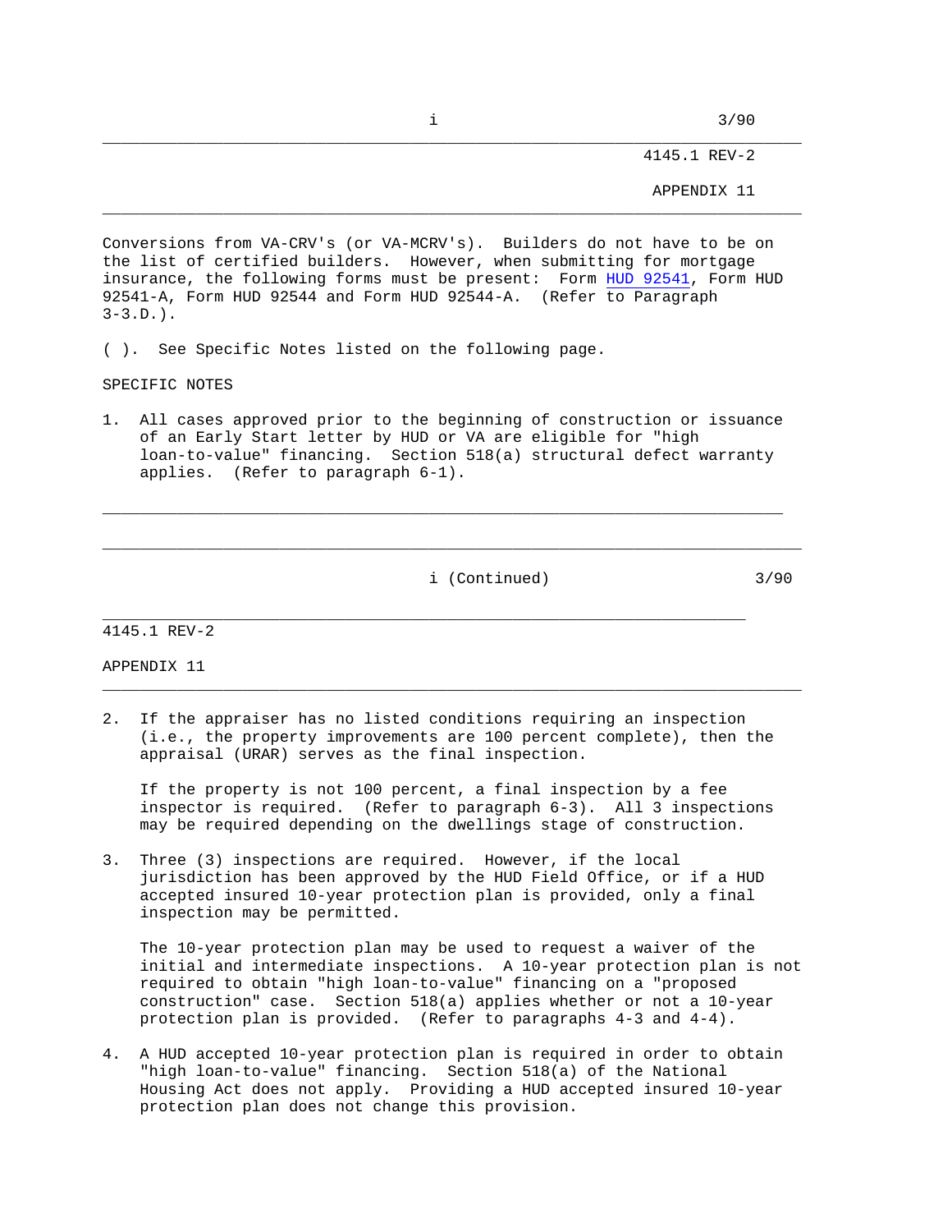Conversions from VA-CRV's (or VA-MCRV's). Builders do not have to be on the list of certified builders. However, when submitting for mortgage insurance, the following forms must be present: Form HUD 92541, Form HUD 92541-A, Form HUD 92544 and Form HUD 92544-A. (Refer to Paragraph 3-3.D.).

( ). See Specific Notes listed on the following page.

SPECIFIC NOTES

1. All cases approved prior to the beginning of construction or issuance of an Early Start letter by HUD or VA are eligible for "high loan-to-value" financing. Section 518(a) structural defect warranty applies. (Refer to paragraph 6-1).

2. If the appraiser has no listed conditions requiring an inspection (i.e., the property improvements are 100 percent complete), then the appraisal (URAR) serves as the final inspection.

   If the property is not 100 percent, a final inspection by a fee inspector is required. (Refer to paragraph 6-3). All 3 inspections may be required depending on the dwellings stage of construction.

3. Three (3) inspections are required. However, if the local jurisdiction has been approved by the HUD Field Office, or if a HUD accepted insured 10-year protection plan is provided, only a final inspection may be permitted.

   The 10-year protection plan may be used to request a waiver of the initial and intermediate inspections. A 10-year protection plan is not required to obtain "high loan-to-value" financing on a "proposed construction" case. Section 518(a) applies whether or not a 10-year protection plan is provided. (Refer to paragraphs 4-3 and 4-4).

4. A HUD accepted 10-year protection plan is required in order to obtain "high loan-to-value" financing. Section 518(a) of the National Housing Act does not apply. Providing a HUD accepted insured 10-year protection plan does not change this provision.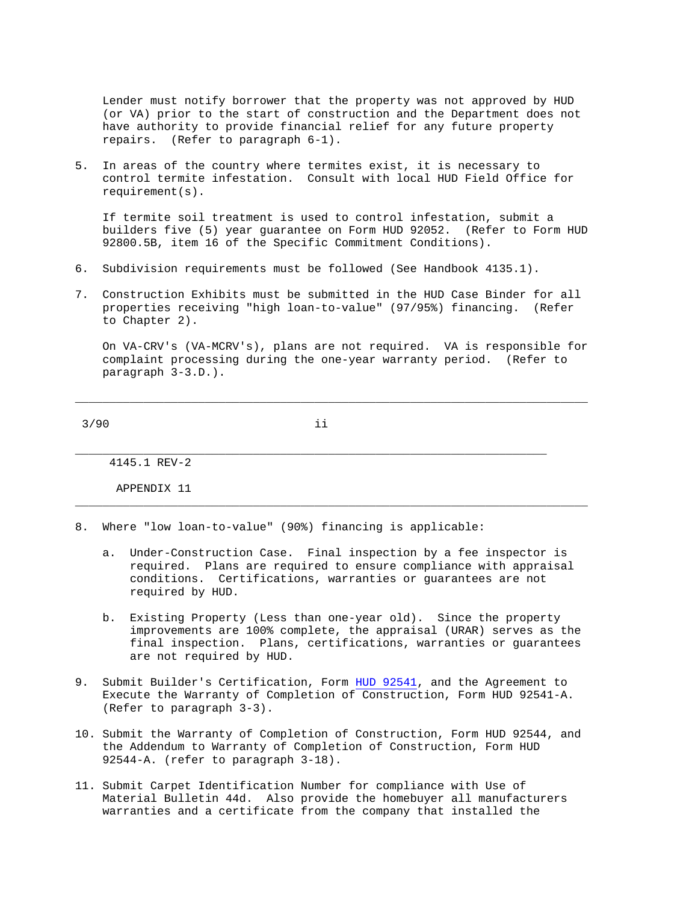Lender must notify borrower that the property was not approved by HUD (or VA) prior to the start of construction and the Department does not have authority to provide financial relief for any future property repairs. (Refer to paragraph 6-1).

5. In areas of the country where termites exist, it is necessary to control termite infestation. Consult with local HUD Field Office for requirement(s).

   If termite soil treatment is used to control infestation, submit a builders five (5) year guarantee on Form HUD 92052. (Refer to Form HUD 92800.5B, item 16 of the Specific Commitment Conditions).

6. Subdivision requirements must be followed (See Handbook 4135.1).

7. Construction Exhibits must be submitted in the HUD Case Binder for all properties receiving "high loan-to-value" (97/95%) financing. (Refer to Chapter 2).

   On VA-CRV's (VA-MCRV's), plans are not required. VA is responsible for complaint processing during the one-year warranty period. (Refer to paragraph 3-3.D.).

8. Where "low loan-to-value" (90%) financing is applicable:

   a. Under-Construction Case. Final inspection by a fee inspector is required. Plans are required to ensure compliance with appraisal conditions. Certifications, warranties or guarantees are not required by HUD.

   b. Existing Property (Less than one-year old). Since the property improvements are 100% complete, the appraisal (URAR) serves as the final inspection. Plans, certifications, warranties or guarantees are not required by HUD.

9. Submit Builder's Certification, Form HUD 92541, and the Agreement to Execute the Warranty of Completion of Construction, Form HUD 92541-A. (Refer to paragraph 3-3).

10. Submit the Warranty of Completion of Construction, Form HUD 92544, and the Addendum to Warranty of Completion of Construction, Form HUD 92544-A. (refer to paragraph 3-18).

11. Submit Carpet Identification Number for compliance with Use of Material Bulletin 44d. Also provide the homebuyer all manufacturers warranties and a certificate from the company that installed the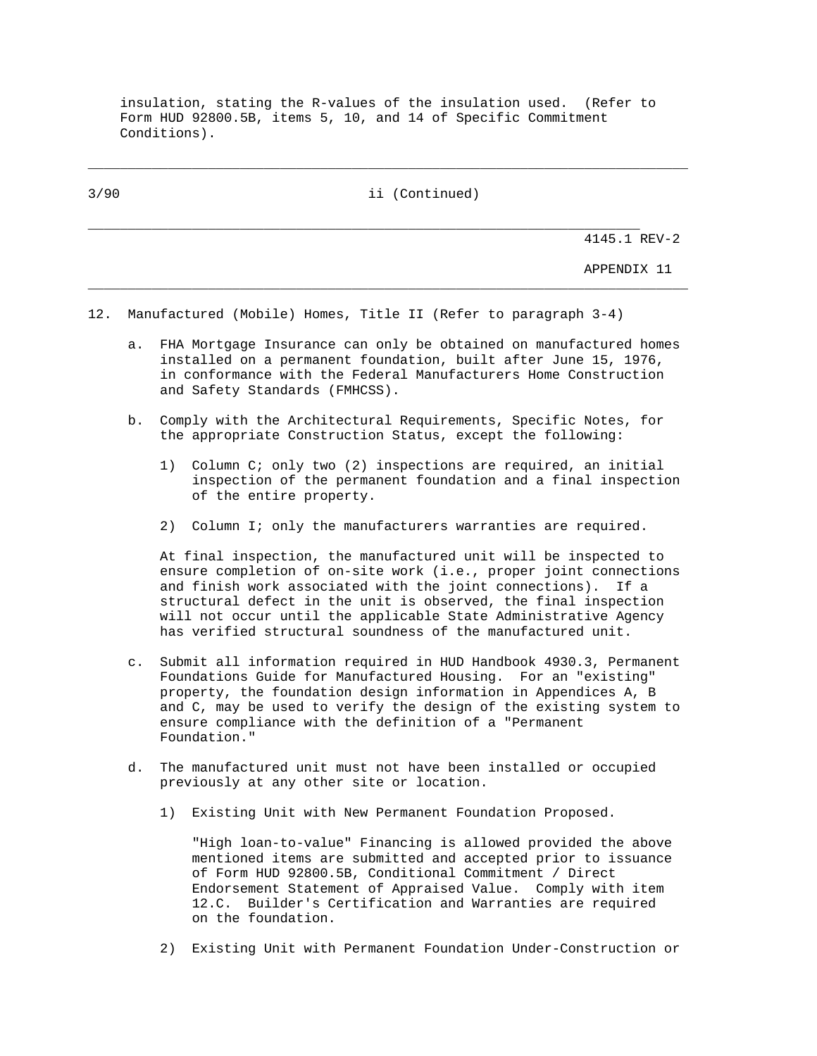insulation, stating the R-values of the insulation used. (Refer to Form HUD 92800.5B, items 5, 10, and 14 of Specific Commitment Conditions).

12. Manufactured (Mobile) Homes, Title II (Refer to paragraph 3-4)

   a. FHA Mortgage Insurance can only be obtained on manufactured homes installed on a permanent foundation, built after June 15, 1976, in conformance with the Federal Manufacturers Home Construction and Safety Standards (FMHCSS).

   b. Comply with the Architectural Requirements, Specific Notes, for the appropriate Construction Status, except the following:

      1) Column C; only two (2) inspections are required, an initial inspection of the permanent foundation and a final inspection of the entire property.

      2) Column I; only the manufacturers warranties are required.

      At final inspection, the manufactured unit will be inspected to ensure completion of on-site work (i.e., proper joint connections and finish work associated with the joint connections). If a structural defect in the unit is observed, the final inspection will not occur until the applicable State Administrative Agency has verified structural soundness of the manufactured unit.

   c. Submit all information required in HUD Handbook 4930.3, Permanent Foundations Guide for Manufactured Housing. For an "existing" property, the foundation design information in Appendices A, B and C, may be used to verify the design of the existing system to ensure compliance with the definition of a "Permanent Foundation."

   d. The manufactured unit must not have been installed or occupied previously at any other site or location.

      1) Existing Unit with New Permanent Foundation Proposed.

         "High loan-to-value" Financing is allowed provided the above mentioned items are submitted and accepted prior to issuance of Form HUD 92800.5B, Conditional Commitment / Direct Endorsement Statement of Appraised Value. Comply with item 12.C. Builder's Certification and Warranties are required on the foundation.

      2) Existing Unit with Permanent Foundation Under-Construction or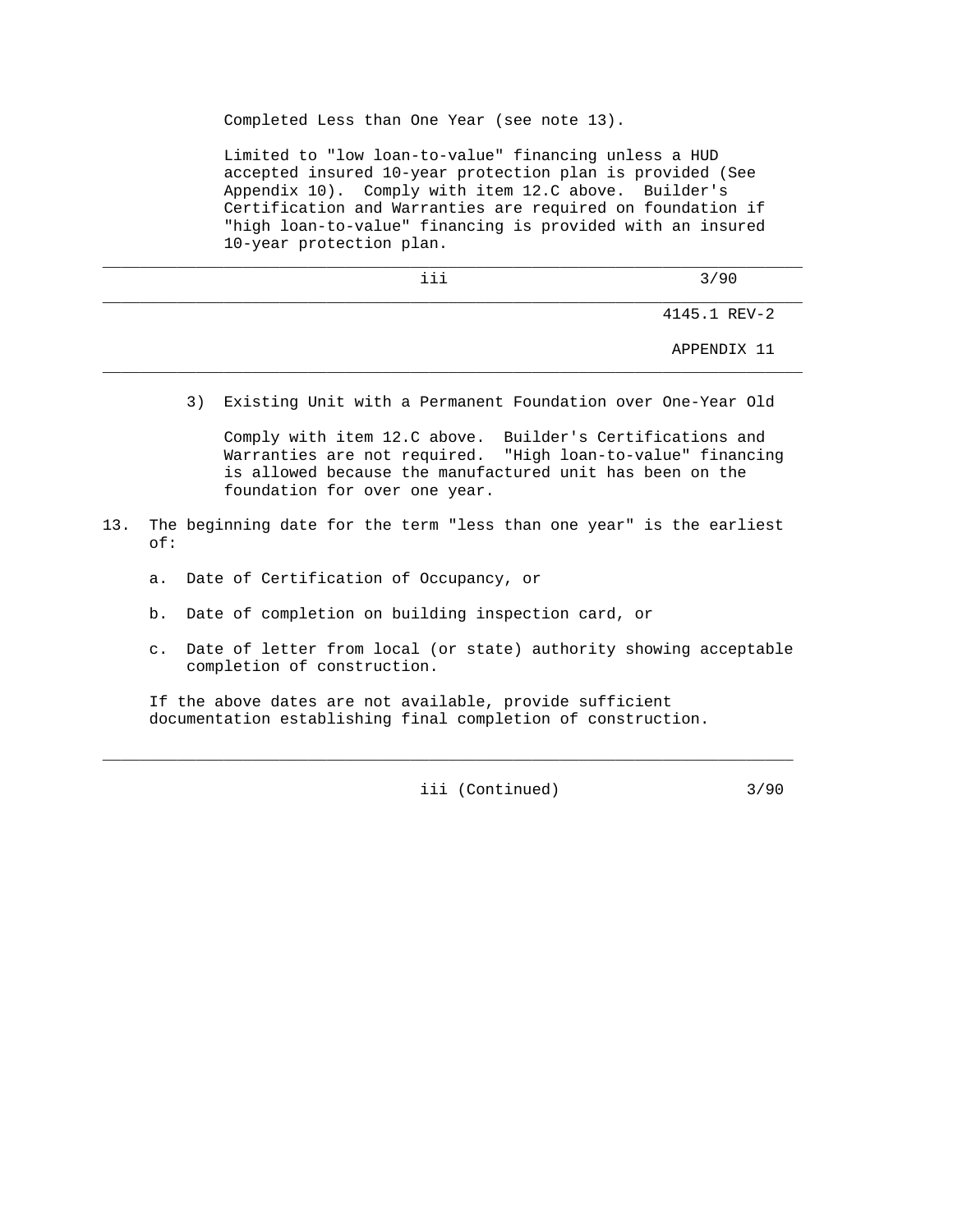Completed Less than One Year (see note 13).

Limited to "low loan-to-value" financing unless a HUD accepted insured 10-year protection plan is provided (See Appendix 10). Comply with item 12.C above. Builder's Certification and Warranties are required on foundation if "high loan-to-value" financing is provided with an insured 10-year protection plan.

3) Existing Unit with a Permanent Foundation over One-Year Old

Comply with item 12.C above. Builder's Certifications and Warranties are not required. "High loan-to-value" financing is allowed because the manufactured unit has been on the foundation for over one year.

13. The beginning date for the term "less than one year" is the earliest of:

    a. Date of Certification of Occupancy, or

    b. Date of completion on building inspection card, or

    c. Date of letter from local (or state) authority showing acceptable completion of construction.

    If the above dates are not available, provide sufficient documentation establishing final completion of construction.